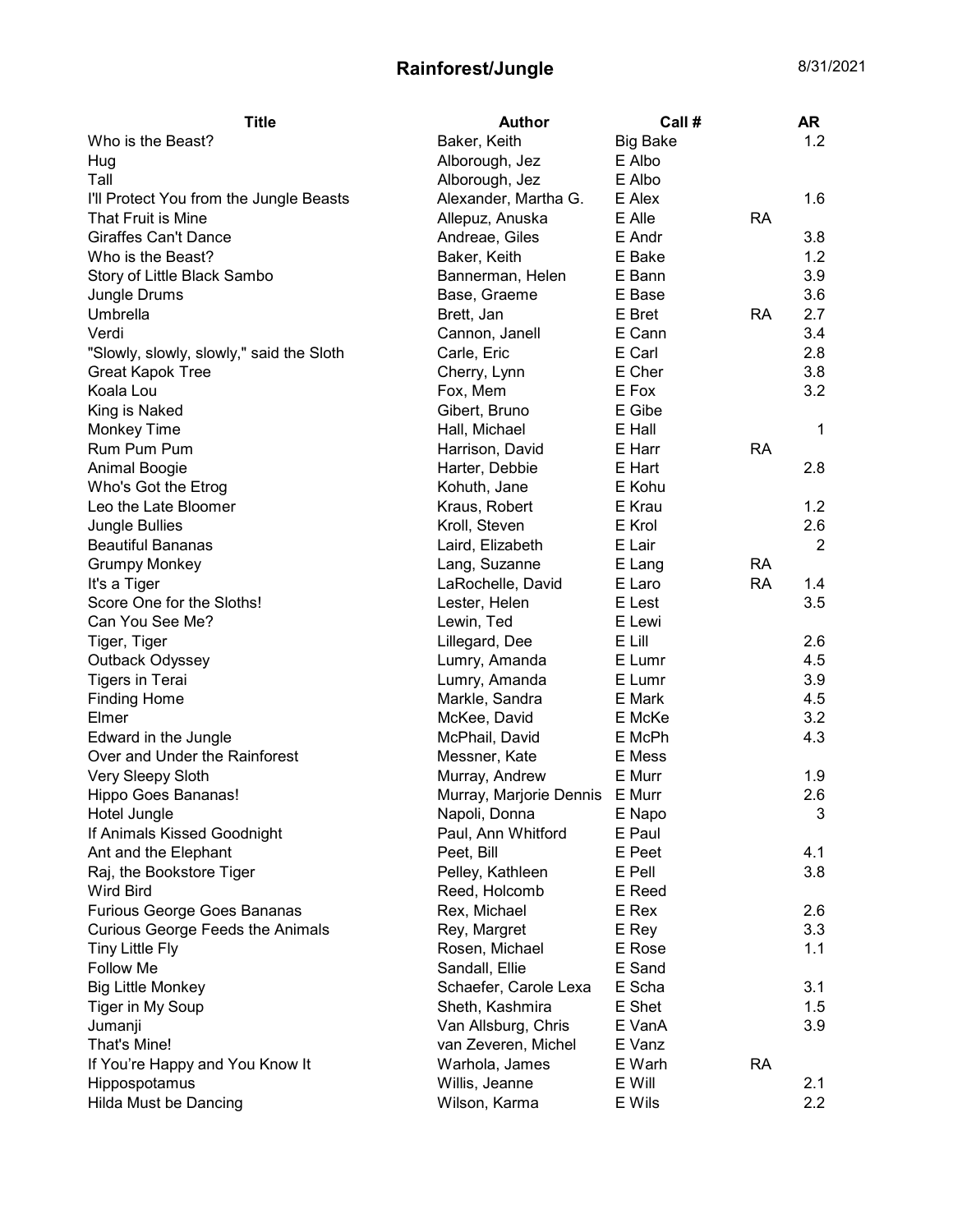# Rainforest/Jungle

8/31/2021

| Title | Author | Call # | | AR |
|---|---|---|---|---|
| Who is the Beast? | Baker, Keith | Big Bake | | 1.2 |
| Hug | Alborough, Jez | E Albo | | |
| Tall | Alborough, Jez | E Albo | | |
| I'll Protect You from the Jungle Beasts | Alexander, Martha G. | E Alex | | 1.6 |
| That Fruit is Mine | Allepuz, Anuska | E Alle | RA | |
| Giraffes Can't Dance | Andreae, Giles | E Andr | | 3.8 |
| Who is the Beast? | Baker, Keith | E Bake | | 1.2 |
| Story of Little Black Sambo | Bannerman, Helen | E Bann | | 3.9 |
| Jungle Drums | Base, Graeme | E Base | | 3.6 |
| Umbrella | Brett, Jan | E Bret | RA | 2.7 |
| Verdi | Cannon, Janell | E Cann | | 3.4 |
| "Slowly, slowly, slowly," said the Sloth | Carle, Eric | E Carl | | 2.8 |
| Great Kapok Tree | Cherry, Lynn | E Cher | | 3.8 |
| Koala Lou | Fox, Mem | E Fox | | 3.2 |
| King is Naked | Gibert, Bruno | E Gibe | | |
| Monkey Time | Hall, Michael | E Hall | | 1 |
| Rum Pum Pum | Harrison, David | E Harr | RA | |
| Animal Boogie | Harter, Debbie | E Hart | | 2.8 |
| Who's Got the Etrog | Kohuth, Jane | E Kohu | | |
| Leo the Late Bloomer | Kraus, Robert | E Krau | | 1.2 |
| Jungle Bullies | Kroll, Steven | E Krol | | 2.6 |
| Beautiful Bananas | Laird, Elizabeth | E Lair | | 2 |
| Grumpy Monkey | Lang, Suzanne | E Lang | RA | |
| It's a Tiger | LaRochelle, David | E Laro | RA | 1.4 |
| Score One for the Sloths! | Lester, Helen | E Lest | | 3.5 |
| Can You See Me? | Lewin, Ted | E Lewi | | |
| Tiger, Tiger | Lillegard, Dee | E Lill | | 2.6 |
| Outback Odyssey | Lumry, Amanda | E Lumr | | 4.5 |
| Tigers in Terai | Lumry, Amanda | E Lumr | | 3.9 |
| Finding Home | Markle, Sandra | E Mark | | 4.5 |
| Elmer | McKee, David | E McKe | | 3.2 |
| Edward in the Jungle | McPhail, David | E McPh | | 4.3 |
| Over and Under the Rainforest | Messner, Kate | E Mess | | |
| Very Sleepy Sloth | Murray, Andrew | E Murr | | 1.9 |
| Hippo Goes Bananas! | Murray, Marjorie Dennis | E Murr | | 2.6 |
| Hotel Jungle | Napoli, Donna | E Napo | | 3 |
| If Animals Kissed Goodnight | Paul, Ann Whitford | E Paul | | |
| Ant and the Elephant | Peet, Bill | E Peet | | 4.1 |
| Raj, the Bookstore Tiger | Pelley, Kathleen | E Pell | | 3.8 |
| Wird Bird | Reed, Holcomb | E Reed | | |
| Furious George Goes Bananas | Rex, Michael | E Rex | | 2.6 |
| Curious George Feeds the Animals | Rey, Margret | E Rey | | 3.3 |
| Tiny Little Fly | Rosen, Michael | E Rose | | 1.1 |
| Follow Me | Sandall, Ellie | E Sand | | |
| Big Little Monkey | Schaefer, Carole Lexa | E Scha | | 3.1 |
| Tiger in My Soup | Sheth, Kashmira | E Shet | | 1.5 |
| Jumanji | Van Allsburg, Chris | E VanA | | 3.9 |
| That's Mine! | van Zeveren, Michel | E Vanz | | |
| If You're Happy and You Know It | Warhola, James | E Warh | RA | |
| Hippospotamus | Willis, Jeanne | E Will | | 2.1 |
| Hilda Must be Dancing | Wilson, Karma | E Wils | | 2.2 |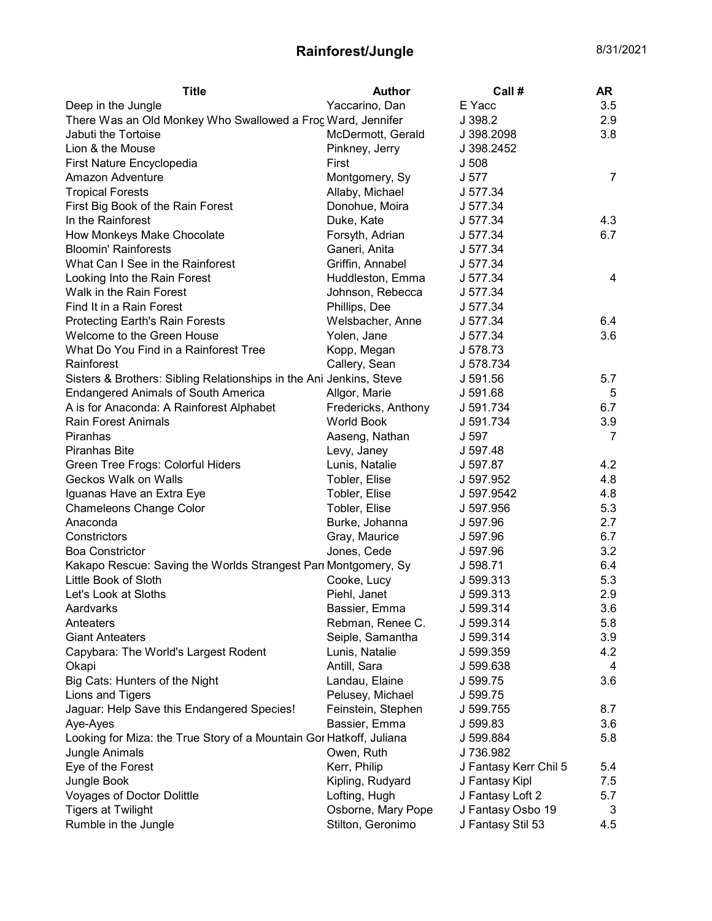# Rainforest/Jungle

8/31/2021

| Title | Author | Call # | AR |
|---|---|---|---|
| Deep in the Jungle | Yaccarino, Dan | E Yacc | 3.5 |
| There Was an Old Monkey Who Swallowed a Frog | Ward, Jennifer | J 398.2 | 2.9 |
| Jabuti the Tortoise | McDermott, Gerald | J 398.2098 | 3.8 |
| Lion & the Mouse | Pinkney, Jerry | J 398.2452 | |
| First Nature Encyclopedia | First | J 508 | |
| Amazon Adventure | Montgomery, Sy | J 577 | 7 |
| Tropical Forests | Allaby, Michael | J 577.34 | |
| First Big Book of the Rain Forest | Donohue, Moira | J 577.34 | |
| In the Rainforest | Duke, Kate | J 577.34 | 4.3 |
| How Monkeys Make Chocolate | Forsyth, Adrian | J 577.34 | 6.7 |
| Bloomin' Rainforests | Ganeri, Anita | J 577.34 | |
| What Can I See in the Rainforest | Griffin, Annabel | J 577.34 | |
| Looking Into the Rain Forest | Huddleston, Emma | J 577.34 | 4 |
| Walk in the Rain Forest | Johnson, Rebecca | J 577.34 | |
| Find It in a Rain Forest | Phillips, Dee | J 577.34 | |
| Protecting Earth's Rain Forests | Welsbacher, Anne | J 577.34 | 6.4 |
| Welcome to the Green House | Yolen, Jane | J 577.34 | 3.6 |
| What Do You Find in a Rainforest Tree | Kopp, Megan | J 578.73 | |
| Rainforest | Callery, Sean | J 578.734 | |
| Sisters & Brothers: Sibling Relationships in the Ani | Jenkins, Steve | J 591.56 | 5.7 |
| Endangered Animals of South America | Allgor, Marie | J 591.68 | 5 |
| A is for Anaconda: A Rainforest Alphabet | Fredericks, Anthony | J 591.734 | 6.7 |
| Rain Forest Animals | World Book | J 591.734 | 3.9 |
| Piranhas | Aaseng, Nathan | J 597 | 7 |
| Piranhas Bite | Levy, Janey | J 597.48 | |
| Green Tree Frogs: Colorful Hiders | Lunis, Natalie | J 597.87 | 4.2 |
| Geckos Walk on Walls | Tobler, Elise | J 597.952 | 4.8 |
| Iguanas Have an Extra Eye | Tobler, Elise | J 597.9542 | 4.8 |
| Chameleons Change Color | Tobler, Elise | J 597.956 | 5.3 |
| Anaconda | Burke, Johanna | J 597.96 | 2.7 |
| Constrictors | Gray, Maurice | J 597.96 | 6.7 |
| Boa Constrictor | Jones, Cede | J 597.96 | 3.2 |
| Kakapo Rescue: Saving the Worlds Strangest Parr | Montgomery, Sy | J 598.71 | 6.4 |
| Little Book of Sloth | Cooke, Lucy | J 599.313 | 5.3 |
| Let's Look at Sloths | Piehl, Janet | J 599.313 | 2.9 |
| Aardvarks | Bassier, Emma | J 599.314 | 3.6 |
| Anteaters | Rebman, Renee C. | J 599.314 | 5.8 |
| Giant Anteaters | Seiple, Samantha | J 599.314 | 3.9 |
| Capybara: The World's Largest Rodent | Lunis, Natalie | J 599.359 | 4.2 |
| Okapi | Antill, Sara | J 599.638 | 4 |
| Big Cats: Hunters of the Night | Landau, Elaine | J 599.75 | 3.6 |
| Lions and Tigers | Pelusey, Michael | J 599.75 | |
| Jaguar: Help Save this Endangered Species! | Feinstein, Stephen | J 599.755 | 8.7 |
| Aye-Ayes | Bassier, Emma | J 599.83 | 3.6 |
| Looking for Miza: the True Story of a Mountain Gor | Hatkoff, Juliana | J 599.884 | 5.8 |
| Jungle Animals | Owen, Ruth | J 736.982 | |
| Eye of the Forest | Kerr, Philip | J Fantasy Kerr Chil 5 | 5.4 |
| Jungle Book | Kipling, Rudyard | J Fantasy Kipl | 7.5 |
| Voyages of Doctor Dolittle | Lofting, Hugh | J Fantasy Loft 2 | 5.7 |
| Tigers at Twilight | Osborne, Mary Pope | J Fantasy Osbo 19 | 3 |
| Rumble in the Jungle | Stilton, Geronimo | J Fantasy Stil 53 | 4.5 |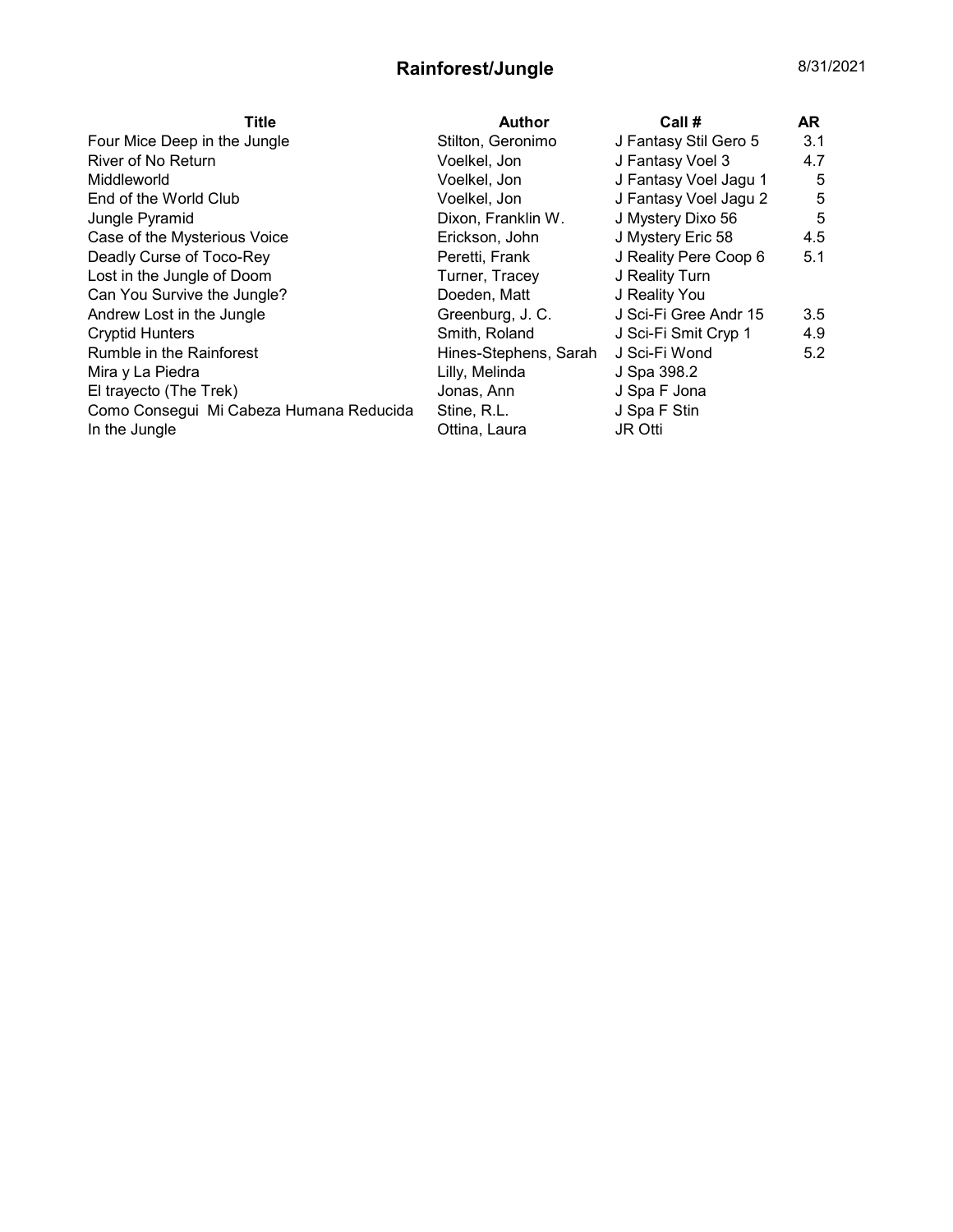# Rainforest/Jungle

8/31/2021

| Title | Author | Call # | AR |
|---|---|---|---|
| Four Mice Deep in the Jungle | Stilton, Geronimo | J Fantasy Stil Gero 5 | 3.1 |
| River of No Return | Voelkel, Jon | J Fantasy Voel 3 | 4.7 |
| Middleworld | Voelkel, Jon | J Fantasy Voel Jagu 1 | 5 |
| End of the World Club | Voelkel, Jon | J Fantasy Voel Jagu 2 | 5 |
| Jungle Pyramid | Dixon, Franklin W. | J Mystery Dixo 56 | 5 |
| Case of the Mysterious Voice | Erickson, John | J Mystery Eric 58 | 4.5 |
| Deadly Curse of Toco-Rey | Peretti, Frank | J Reality Pere Coop 6 | 5.1 |
| Lost in the Jungle of Doom | Turner, Tracey | J Reality Turn | |
| Can You Survive the Jungle? | Doeden, Matt | J Reality You | |
| Andrew Lost in the Jungle | Greenburg, J. C. | J Sci-Fi Gree Andr 15 | 3.5 |
| Cryptid Hunters | Smith, Roland | J Sci-Fi Smit Cryp 1 | 4.9 |
| Rumble in the Rainforest | Hines-Stephens, Sarah | J Sci-Fi Wond | 5.2 |
| Mira y La Piedra | Lilly, Melinda | J Spa 398.2 | |
| El trayecto (The Trek) | Jonas, Ann | J Spa F Jona | |
| Como Consegui  Mi Cabeza Humana Reducida | Stine, R.L. | J Spa F Stin | |
| In the Jungle | Ottina, Laura | JR Otti | |